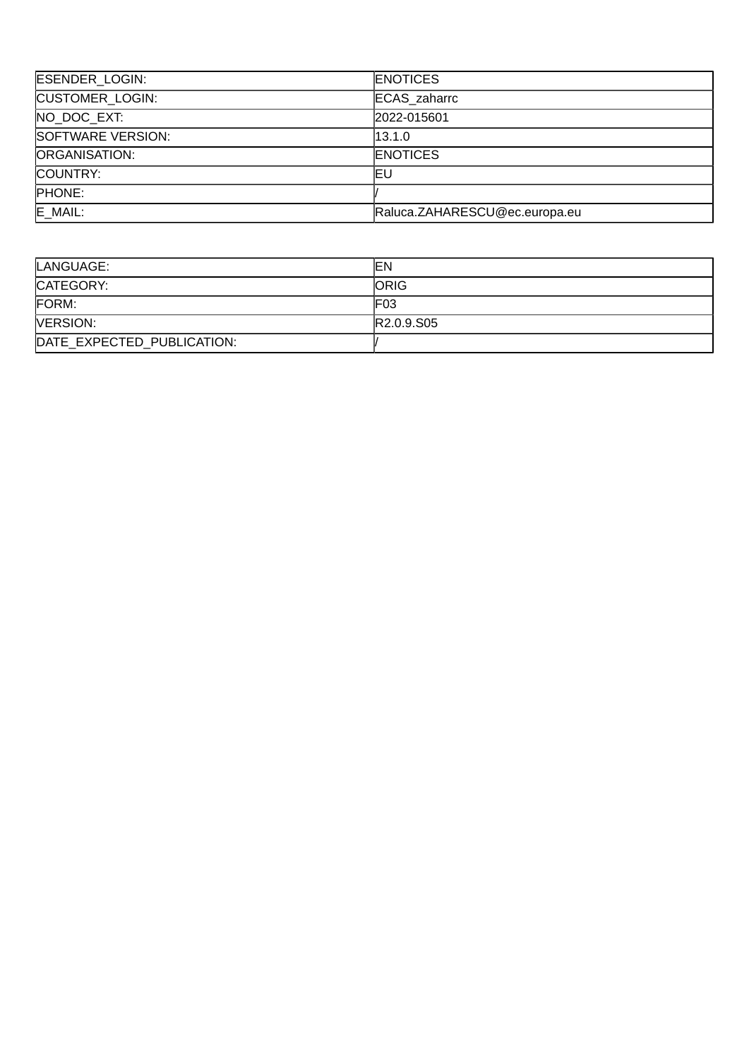| ESENDER_LOGIN: | ENOTICES |
| --- | --- |
| CUSTOMER_LOGIN: | ECAS_zaharrc |
| NO_DOC_EXT: | 2022-015601 |
| SOFTWARE VERSION: | 13.1.0 |
| ORGANISATION: | ENOTICES |
| COUNTRY: | EU |
| PHONE: | / |
| E_MAIL: | Raluca.ZAHARESCU@ec.europa.eu |

| LANGUAGE: | EN |
| --- | --- |
| CATEGORY: | ORIG |
| FORM: | F03 |
| VERSION: | R2.0.9.S05 |
| DATE_EXPECTED_PUBLICATION: | / |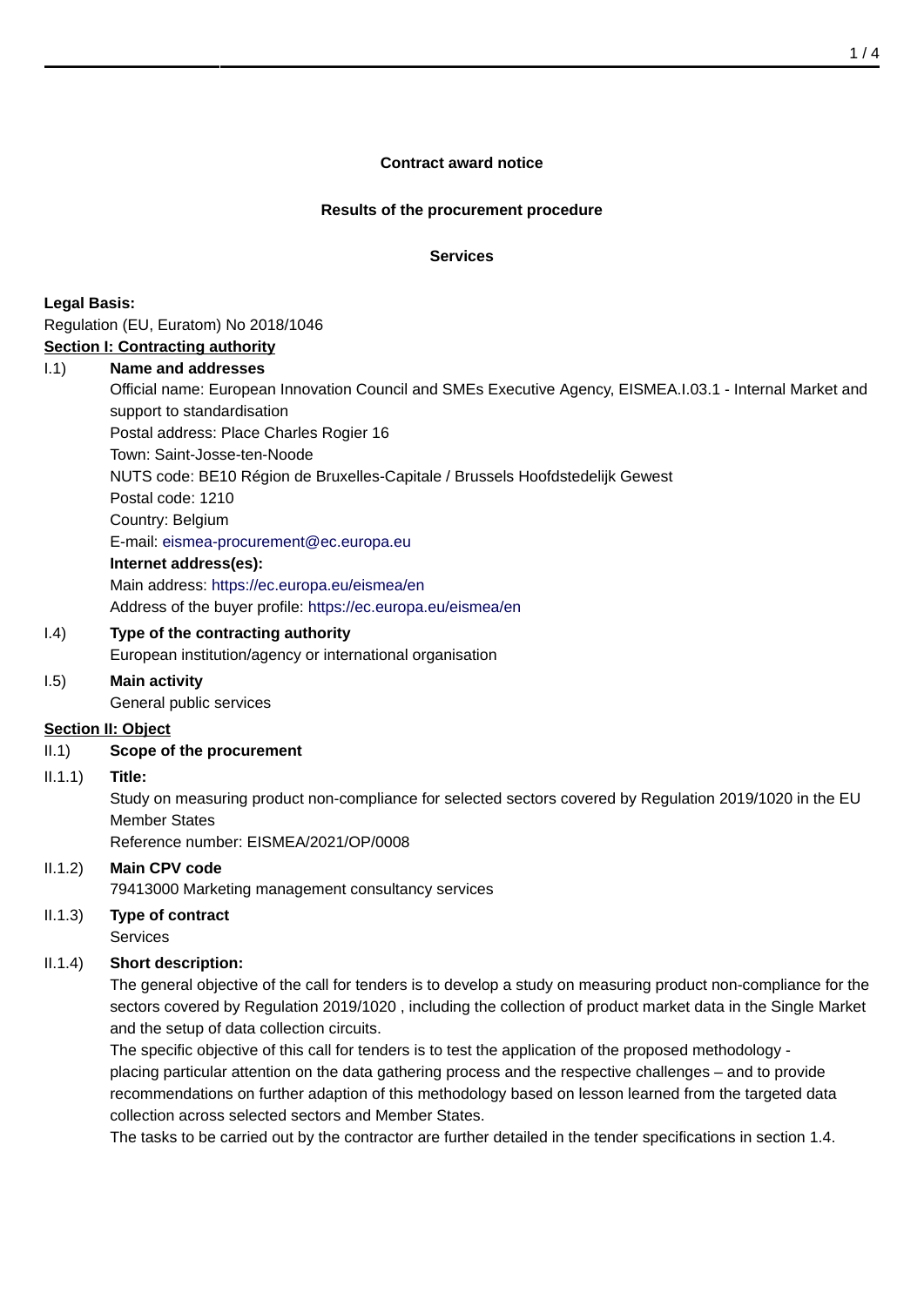**Contract award notice**

**Results of the procurement procedure**

**Services**

**Legal Basis:**

Regulation (EU, Euratom) No 2018/1046

**Section I: Contracting authority**

I.1) **Name and addresses**

Official name: European Innovation Council and SMEs Executive Agency, EISMEA.I.03.1 - Internal Market and support to standardisation

Postal address: Place Charles Rogier 16

Town: Saint-Josse-ten-Noode

NUTS code: BE10 Région de Bruxelles-Capitale / Brussels Hoofdstedelijk Gewest

Postal code: 1210

Country: Belgium

E-mail: eismea-procurement@ec.europa.eu

**Internet address(es):**

Main address: https://ec.europa.eu/eismea/en

Address of the buyer profile: https://ec.europa.eu/eismea/en

I.4) **Type of the contracting authority**

European institution/agency or international organisation

I.5) **Main activity**

General public services

**Section II: Object**

II.1) **Scope of the procurement**

II.1.1) **Title:**

Study on measuring product non-compliance for selected sectors covered by Regulation 2019/1020 in the EU Member States

Reference number: EISMEA/2021/OP/0008

II.1.2) **Main CPV code**

79413000 Marketing management consultancy services

II.1.3) **Type of contract**

Services

II.1.4) **Short description:**

The general objective of the call for tenders is to develop a study on measuring product non-compliance for the sectors covered by Regulation 2019/1020 , including the collection of product market data in the Single Market and the setup of data collection circuits.

The specific objective of this call for tenders is to test the application of the proposed methodology - placing particular attention on the data gathering process and the respective challenges – and to provide recommendations on further adaption of this methodology based on lesson learned from the targeted data collection across selected sectors and Member States.

The tasks to be carried out by the contractor are further detailed in the tender specifications in section 1.4.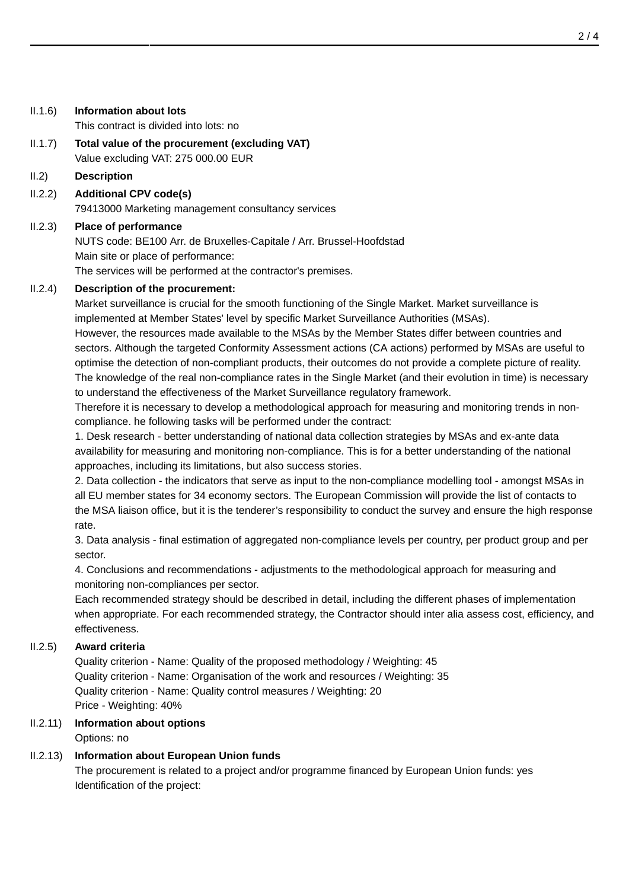II.1.6) **Information about lots**

This contract is divided into lots: no

II.1.7) **Total value of the procurement (excluding VAT)**

Value excluding VAT: 275 000.00 EUR

II.2) **Description**

II.2.2) **Additional CPV code(s)**

79413000 Marketing management consultancy services

II.2.3) **Place of performance**

NUTS code: BE100 Arr. de Bruxelles-Capitale / Arr. Brussel-Hoofdstad

Main site or place of performance:

The services will be performed at the contractor's premises.

II.2.4) **Description of the procurement:**

Market surveillance is crucial for the smooth functioning of the Single Market. Market surveillance is implemented at Member States' level by specific Market Surveillance Authorities (MSAs).

However, the resources made available to the MSAs by the Member States differ between countries and sectors. Although the targeted Conformity Assessment actions (CA actions) performed by MSAs are useful to optimise the detection of non-compliant products, their outcomes do not provide a complete picture of reality. The knowledge of the real non-compliance rates in the Single Market (and their evolution in time) is necessary to understand the effectiveness of the Market Surveillance regulatory framework.

Therefore it is necessary to develop a methodological approach for measuring and monitoring trends in non-compliance. he following tasks will be performed under the contract:

1. Desk research - better understanding of national data collection strategies by MSAs and ex-ante data availability for measuring and monitoring non-compliance. This is for a better understanding of the national approaches, including its limitations, but also success stories.
2. Data collection - the indicators that serve as input to the non-compliance modelling tool - amongst MSAs in all EU member states for 34 economy sectors. The European Commission will provide the list of contacts to the MSA liaison office, but it is the tenderer's responsibility to conduct the survey and ensure the high response rate.
3. Data analysis - final estimation of aggregated non-compliance levels per country, per product group and per sector.
4. Conclusions and recommendations - adjustments to the methodological approach for measuring and monitoring non-compliances per sector.

Each recommended strategy should be described in detail, including the different phases of implementation when appropriate. For each recommended strategy, the Contractor should inter alia assess cost, efficiency, and effectiveness.

II.2.5) **Award criteria**

Quality criterion - Name: Quality of the proposed methodology / Weighting: 45

Quality criterion - Name: Organisation of the work and resources / Weighting: 35

Quality criterion - Name: Quality control measures / Weighting: 20

Price - Weighting: 40%

II.2.11) **Information about options**

Options: no

II.2.13) **Information about European Union funds**

The procurement is related to a project and/or programme financed by European Union funds: yes

Identification of the project: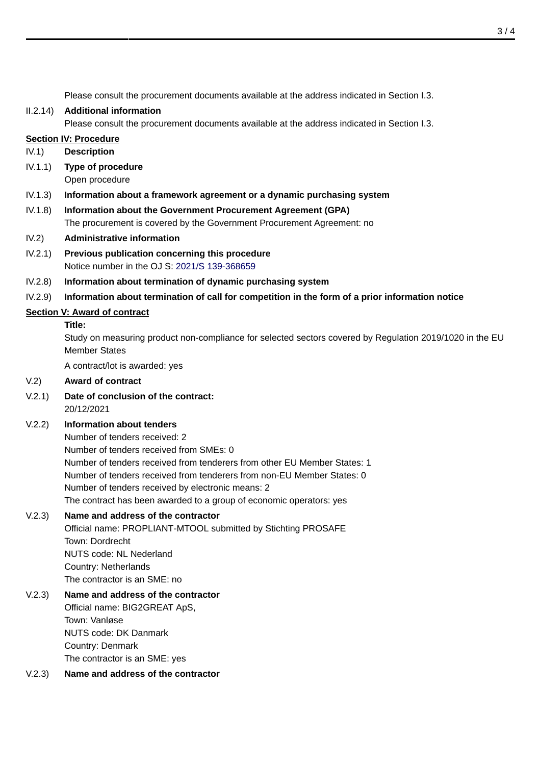Please consult the procurement documents available at the address indicated in Section I.3.

II.2.14) **Additional information**

Please consult the procurement documents available at the address indicated in Section I.3.

## Section IV: Procedure

IV.1) **Description**

IV.1.1) **Type of procedure**

Open procedure

IV.1.3) **Information about a framework agreement or a dynamic purchasing system**

IV.1.8) **Information about the Government Procurement Agreement (GPA)**

The procurement is covered by the Government Procurement Agreement: no

IV.2) **Administrative information**

IV.2.1) **Previous publication concerning this procedure**

Notice number in the OJ S: 2021/S 139-368659

IV.2.8) **Information about termination of dynamic purchasing system**

IV.2.9) **Information about termination of call for competition in the form of a prior information notice**

## Section V: Award of contract

**Title:**

Study on measuring product non-compliance for selected sectors covered by Regulation 2019/1020 in the EU Member States

A contract/lot is awarded: yes

V.2) **Award of contract**

V.2.1) **Date of conclusion of the contract:**

20/12/2021

V.2.2) **Information about tenders**

Number of tenders received: 2
Number of tenders received from SMEs: 0
Number of tenders received from tenderers from other EU Member States: 1
Number of tenders received from tenderers from non-EU Member States: 0
Number of tenders received by electronic means: 2
The contract has been awarded to a group of economic operators: yes

V.2.3) **Name and address of the contractor**

Official name: PROPLIANT-MTOOL submitted by Stichting PROSAFE
Town: Dordrecht
NUTS code: NL Nederland
Country: Netherlands
The contractor is an SME: no

V.2.3) **Name and address of the contractor**

Official name: BIG2GREAT ApS,
Town: Vanløse
NUTS code: DK Danmark
Country: Denmark
The contractor is an SME: yes

V.2.3) **Name and address of the contractor**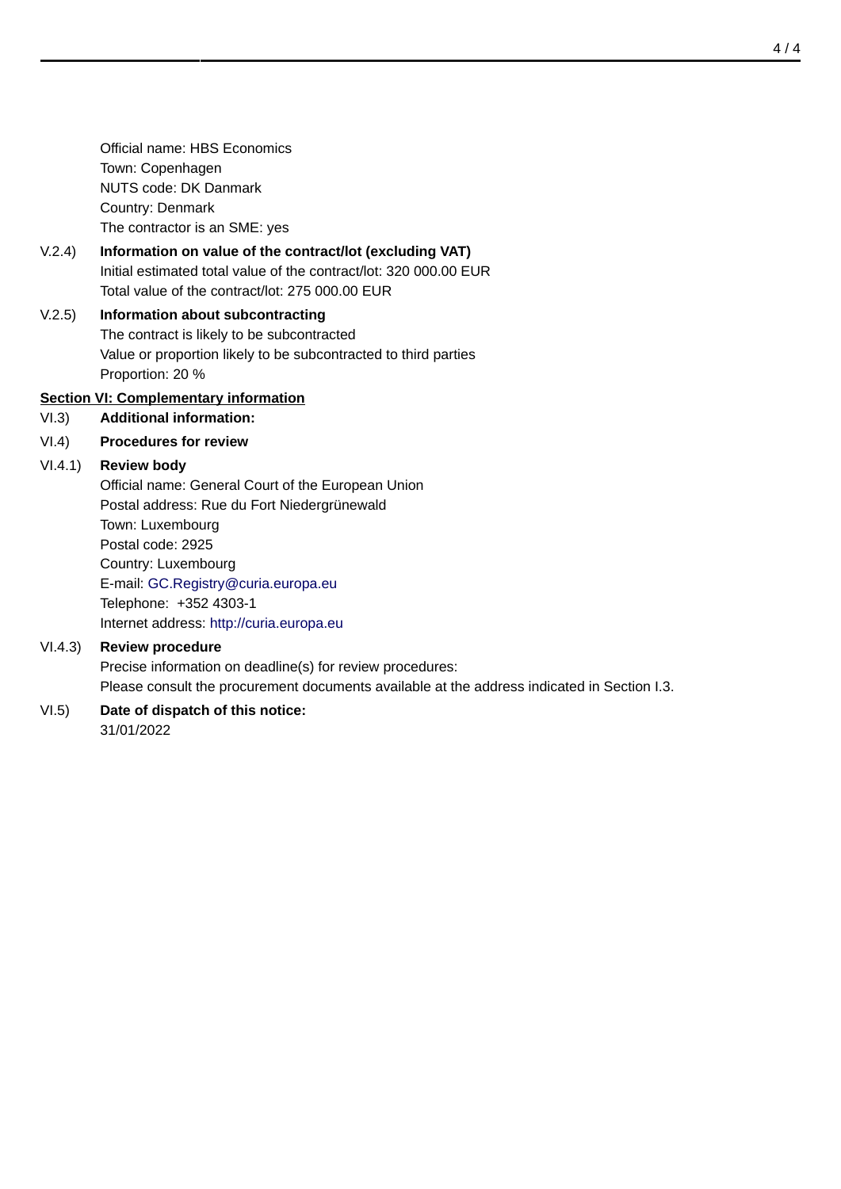Official name: HBS Economics
Town: Copenhagen
NUTS code: DK Danmark
Country: Denmark
The contractor is an SME: yes

V.2.4) **Information on value of the contract/lot (excluding VAT)**
Initial estimated total value of the contract/lot: 320 000.00 EUR
Total value of the contract/lot: 275 000.00 EUR

V.2.5) **Information about subcontracting**
The contract is likely to be subcontracted
Value or proportion likely to be subcontracted to third parties
Proportion: 20 %

## Section VI: Complementary information

VI.3) **Additional information:**

VI.4) **Procedures for review**

VI.4.1) **Review body**
Official name: General Court of the European Union
Postal address: Rue du Fort Niedergrünewald
Town: Luxembourg
Postal code: 2925
Country: Luxembourg
E-mail: GC.Registry@curia.europa.eu
Telephone: +352 4303-1
Internet address: http://curia.europa.eu

VI.4.3) **Review procedure**
Precise information on deadline(s) for review procedures:
Please consult the procurement documents available at the address indicated in Section I.3.

VI.5) **Date of dispatch of this notice:**
31/01/2022